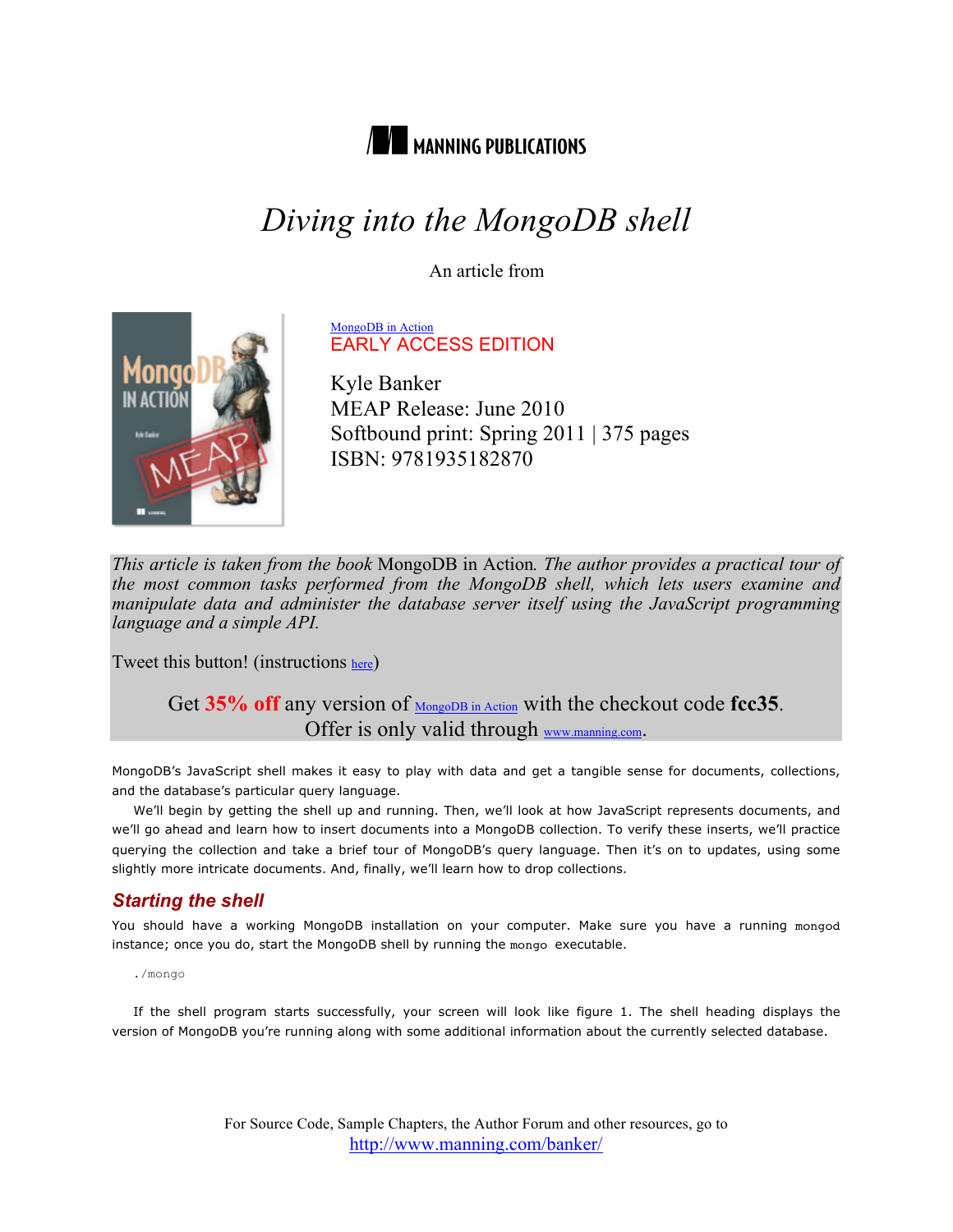MANNING PUBLICATIONS

# *Diving into the MongoDB shell*

An article from

MongoDB in Action
EARLY ACCESS EDITION

Kyle Banker
MEAP Release: June 2010
Softbound print: Spring 2011 | 375 pages
ISBN: 9781935182870

*This article is taken from the book* MongoDB in Action*. The author provides a practical tour of the most common tasks performed from the MongoDB shell, which lets users examine and manipulate data and administer the database server itself using the JavaScript programming language and a simple API.*

Tweet this button! (instructions here)

Get **35% off** any version of MongoDB in Action with the checkout code **fcc35**. Offer is only valid through www.manning.com.

MongoDB's JavaScript shell makes it easy to play with data and get a tangible sense for documents, collections, and the database's particular query language.

We'll begin by getting the shell up and running. Then, we'll look at how JavaScript represents documents, and we'll go ahead and learn how to insert documents into a MongoDB collection. To verify these inserts, we'll practice querying the collection and take a brief tour of MongoDB's query language. Then it's on to updates, using some slightly more intricate documents. And, finally, we'll learn how to drop collections.

## Starting the shell

You should have a working MongoDB installation on your computer. Make sure you have a running `mongod` instance; once you do, start the MongoDB shell by running the `mongo` executable.

```
./mongo
```

If the shell program starts successfully, your screen will look like figure 1. The shell heading displays the version of MongoDB you're running along with some additional information about the currently selected database.

For Source Code, Sample Chapters, the Author Forum and other resources, go to
http://www.manning.com/banker/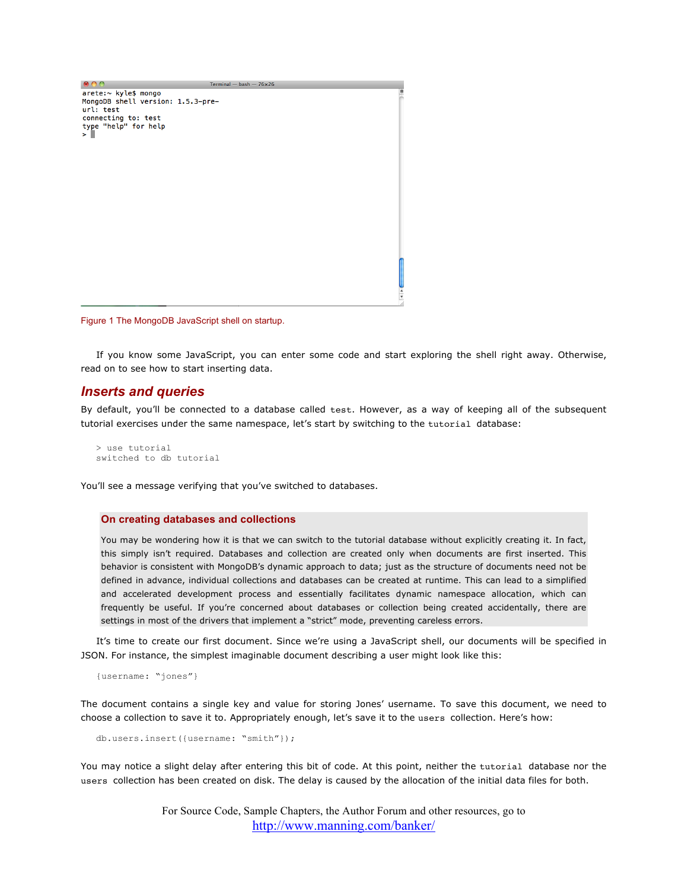```
arete:~ kyle$ mongo
MongoDB shell version: 1.5.3-pre-
url: test
connecting to: test
type "help" for help
>
```

Figure 1 The MongoDB JavaScript shell on startup.

If you know some JavaScript, you can enter some code and start exploring the shell right away. Otherwise, read on to see how to start inserting data.

## Inserts and queries

By default, you'll be connected to a database called `test`. However, as a way of keeping all of the subsequent tutorial exercises under the same namespace, let's start by switching to the `tutorial` database:

```
> use tutorial
switched to db tutorial
```

You'll see a message verifying that you've switched to databases.

> **On creating databases and collections**
>
> You may be wondering how it is that we can switch to the tutorial database without explicitly creating it. In fact, this simply isn't required. Databases and collection are created only when documents are first inserted. This behavior is consistent with MongoDB's dynamic approach to data; just as the structure of documents need not be defined in advance, individual collections and databases can be created at runtime. This can lead to a simplified and accelerated development process and essentially facilitates dynamic namespace allocation, which can frequently be useful. If you're concerned about databases or collection being created accidentally, there are settings in most of the drivers that implement a "strict" mode, preventing careless errors.

It's time to create our first document. Since we're using a JavaScript shell, our documents will be specified in JSON. For instance, the simplest imaginable document describing a user might look like this:

```
{username: "jones"}
```

The document contains a single key and value for storing Jones' username. To save this document, we need to choose a collection to save it to. Appropriately enough, let's save it to the `users` collection. Here's how:

```
db.users.insert({username: "smith"});
```

You may notice a slight delay after entering this bit of code. At this point, neither the `tutorial` database nor the `users` collection has been created on disk. The delay is caused by the allocation of the initial data files for both.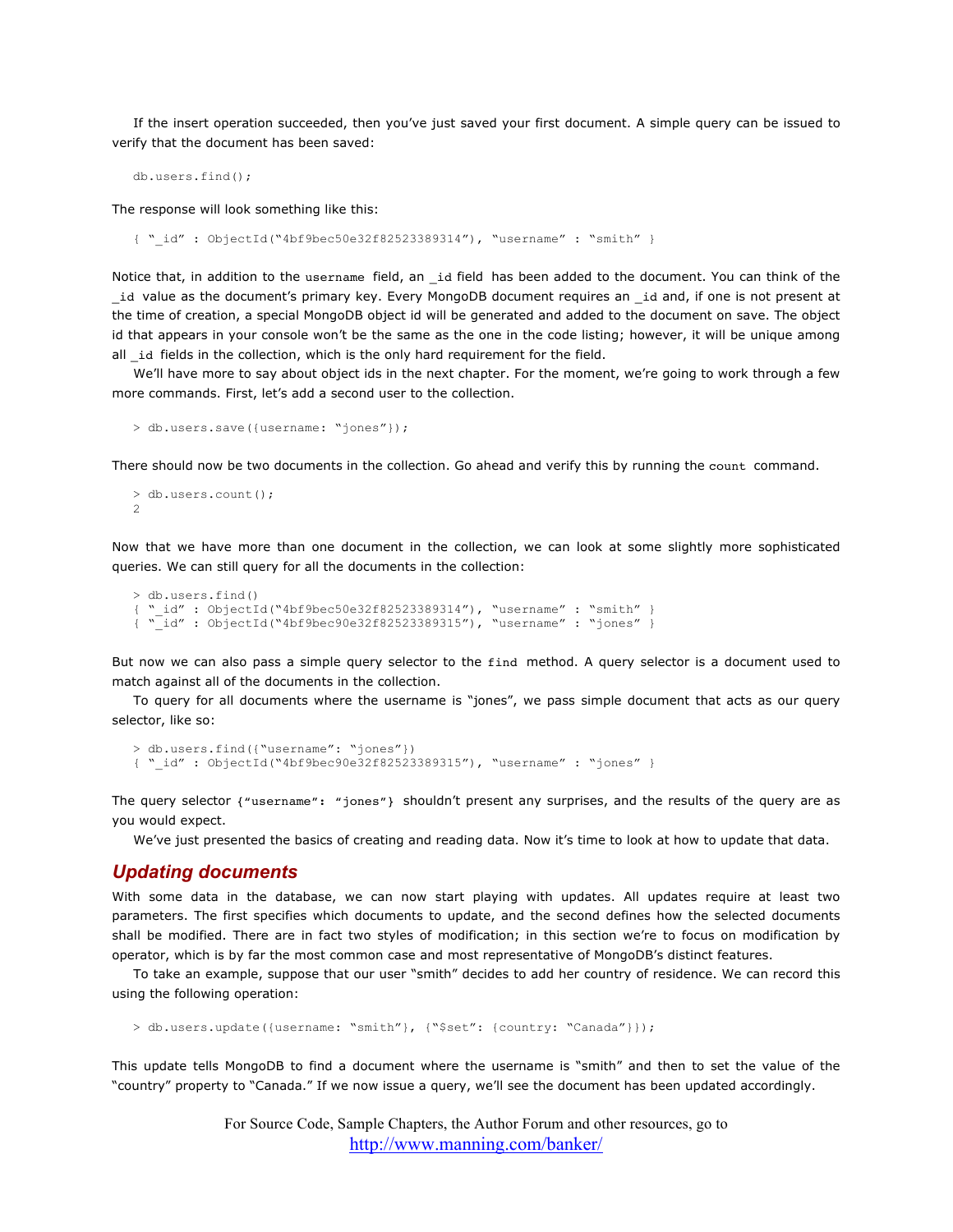If the insert operation succeeded, then you've just saved your first document. A simple query can be issued to verify that the document has been saved:

```
db.users.find();
```

The response will look something like this:

```
{ "_id" : ObjectId("4bf9bec50e32f82523389314"), "username" : "smith" }
```

Notice that, in addition to the `username` field, an `_id` field has been added to the document. You can think of the `_id` value as the document's primary key. Every MongoDB document requires an `_id` and, if one is not present at the time of creation, a special MongoDB object id will be generated and added to the document on save. The object id that appears in your console won't be the same as the one in the code listing; however, it will be unique among all `_id` fields in the collection, which is the only hard requirement for the field.

We'll have more to say about object ids in the next chapter. For the moment, we're going to work through a few more commands. First, let's add a second user to the collection.

```
> db.users.save({username: "jones"});
```

There should now be two documents in the collection. Go ahead and verify this by running the `count` command.

```
> db.users.count();
2
```

Now that we have more than one document in the collection, we can look at some slightly more sophisticated queries. We can still query for all the documents in the collection:

```
> db.users.find()
{ "_id" : ObjectId("4bf9bec50e32f82523389314"), "username" : "smith" }
{ "_id" : ObjectId("4bf9bec90e32f82523389315"), "username" : "jones" }
```

But now we can also pass a simple query selector to the `find` method. A query selector is a document used to match against all of the documents in the collection.

To query for all documents where the username is "jones", we pass simple document that acts as our query selector, like so:

```
> db.users.find({"username": "jones"})
{ "_id" : ObjectId("4bf9bec90e32f82523389315"), "username" : "jones" }
```

The query selector `{"username": "jones"}` shouldn't present any surprises, and the results of the query are as you would expect.

We've just presented the basics of creating and reading data. Now it's time to look at how to update that data.

## Updating documents

With some data in the database, we can now start playing with updates. All updates require at least two parameters. The first specifies which documents to update, and the second defines how the selected documents shall be modified. There are in fact two styles of modification; in this section we're to focus on modification by operator, which is by far the most common case and most representative of MongoDB's distinct features.

To take an example, suppose that our user "smith" decides to add her country of residence. We can record this using the following operation:

```
> db.users.update({username: "smith"}, {"$set": {country: "Canada"}});
```

This update tells MongoDB to find a document where the username is "smith" and then to set the value of the "country" property to "Canada." If we now issue a query, we'll see the document has been updated accordingly.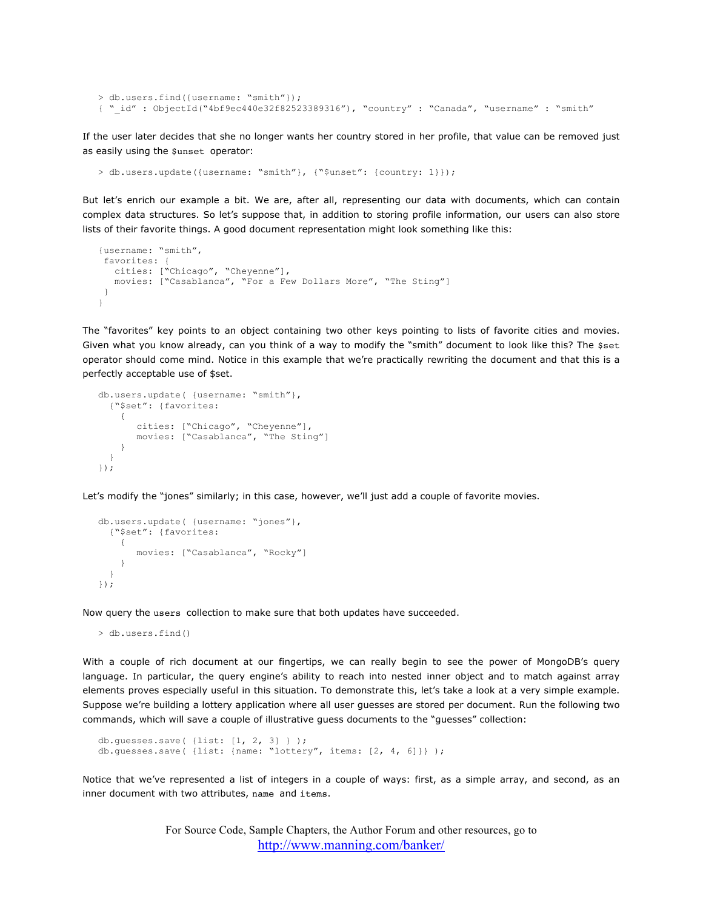```
> db.users.find({username: "smith"});
{ "_id" : ObjectId("4bf9ec440e32f82523389316"), "country" : "Canada", "username" : "smith"
```

If the user later decides that she no longer wants her country stored in her profile, that value can be removed just as easily using the `$unset` operator:

```
> db.users.update({username: "smith"}, {"$unset": {country: 1}});
```

But let's enrich our example a bit. We are, after all, representing our data with documents, which can contain complex data structures. So let's suppose that, in addition to storing profile information, our users can also store lists of their favorite things. A good document representation might look something like this:

```
{username: "smith",
 favorites: {
   cities: ["Chicago", "Cheyenne"],
   movies: ["Casablanca", "For a Few Dollars More", "The Sting"]
 }
}
```

The "favorites" key points to an object containing two other keys pointing to lists of favorite cities and movies. Given what you know already, can you think of a way to modify the "smith" document to look like this? The `$set` operator should come mind. Notice in this example that we're practically rewriting the document and that this is a perfectly acceptable use of $set.

```
db.users.update( {username: "smith"},
  {"$set": {favorites:
    {
       cities: ["Chicago", "Cheyenne"],
       movies: ["Casablanca", "The Sting"]
    }
  }
});
```

Let's modify the "jones" similarly; in this case, however, we'll just add a couple of favorite movies.

```
db.users.update( {username: "jones"},
  {"$set": {favorites:
    {
       movies: ["Casablanca", "Rocky"]
    }
  }
});
```

Now query the `users` collection to make sure that both updates have succeeded.

```
> db.users.find()
```

With a couple of rich document at our fingertips, we can really begin to see the power of MongoDB's query language. In particular, the query engine's ability to reach into nested inner object and to match against array elements proves especially useful in this situation. To demonstrate this, let's take a look at a very simple example. Suppose we're building a lottery application where all user guesses are stored per document. Run the following two commands, which will save a couple of illustrative guess documents to the "guesses" collection:

```
db.guesses.save( {list: [1, 2, 3] } );
db.guesses.save( {list: {name: "lottery", items: [2, 4, 6]}} );
```

Notice that we've represented a list of integers in a couple of ways: first, as a simple array, and second, as an inner document with two attributes, `name` and `items`.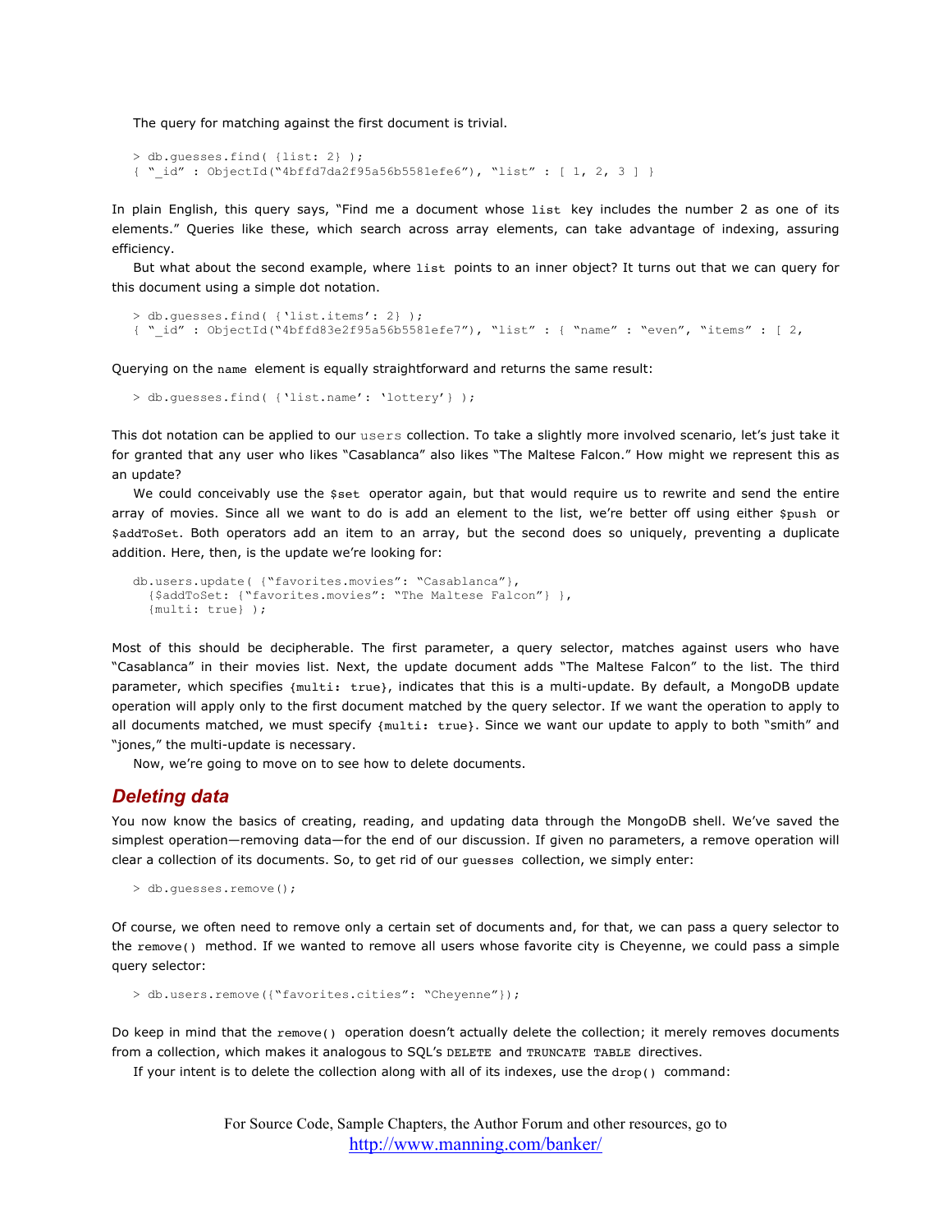The query for matching against the first document is trivial.

```
> db.guesses.find( {list: 2} );
{ "_id" : ObjectId("4bffd7da2f95a56b5581efe6"), "list" : [ 1, 2, 3 ] }
```

In plain English, this query says, "Find me a document whose `list` key includes the number 2 as one of its elements." Queries like these, which search across array elements, can take advantage of indexing, assuring efficiency.

But what about the second example, where `list` points to an inner object? It turns out that we can query for this document using a simple dot notation.

```
> db.guesses.find( {'list.items': 2} );
{ "_id" : ObjectId("4bffd83e2f95a56b5581efe7"), "list" : { "name" : "even", "items" : [ 2,
```

Querying on the `name` element is equally straightforward and returns the same result:

```
> db.guesses.find( {'list.name': 'lottery'} );
```

This dot notation can be applied to our `users` collection. To take a slightly more involved scenario, let's just take it for granted that any user who likes "Casablanca" also likes "The Maltese Falcon." How might we represent this as an update?

We could conceivably use the `$set` operator again, but that would require us to rewrite and send the entire array of movies. Since all we want to do is add an element to the list, we're better off using either `$push` or `$addToSet`. Both operators add an item to an array, but the second does so uniquely, preventing a duplicate addition. Here, then, is the update we're looking for:

```
db.users.update( {"favorites.movies": "Casablanca"},
  {$addToSet: {"favorites.movies": "The Maltese Falcon"} },
  {multi: true} );
```

Most of this should be decipherable. The first parameter, a query selector, matches against users who have "Casablanca" in their movies list. Next, the update document adds "The Maltese Falcon" to the list. The third parameter, which specifies `{multi: true}`, indicates that this is a multi-update. By default, a MongoDB update operation will apply only to the first document matched by the query selector. If we want the operation to apply to all documents matched, we must specify `{multi: true}`. Since we want our update to apply to both "smith" and "jones," the multi-update is necessary.

Now, we're going to move on to see how to delete documents.

## Deleting data

You now know the basics of creating, reading, and updating data through the MongoDB shell. We've saved the simplest operation—removing data—for the end of our discussion. If given no parameters, a remove operation will clear a collection of its documents. So, to get rid of our `guesses` collection, we simply enter:

```
> db.guesses.remove();
```

Of course, we often need to remove only a certain set of documents and, for that, we can pass a query selector to the `remove()` method. If we wanted to remove all users whose favorite city is Cheyenne, we could pass a simple query selector:

```
> db.users.remove({"favorites.cities": "Cheyenne"});
```

Do keep in mind that the `remove()` operation doesn't actually delete the collection; it merely removes documents from a collection, which makes it analogous to SQL's `DELETE` and `TRUNCATE TABLE` directives.

If your intent is to delete the collection along with all of its indexes, use the `drop()` command: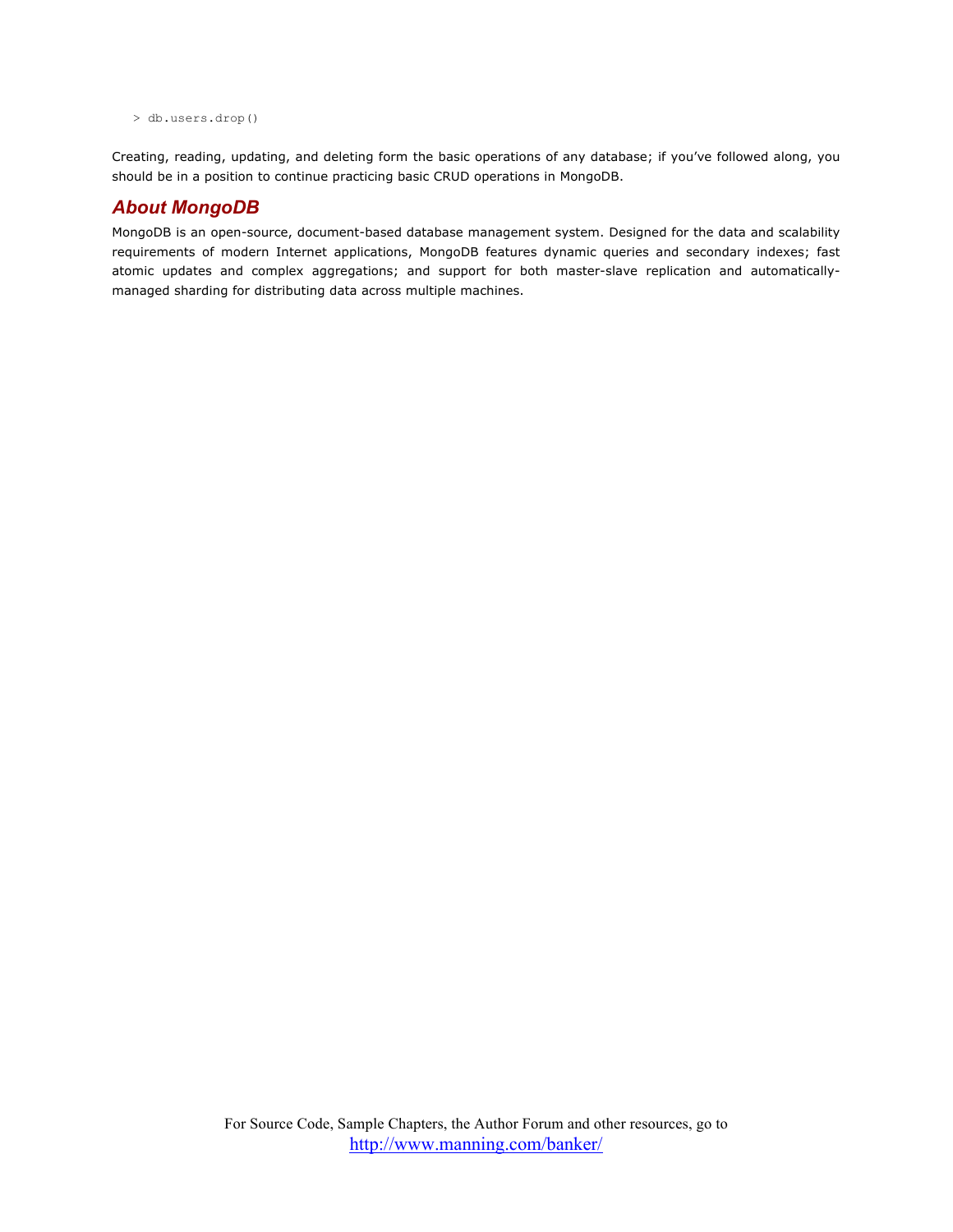```
> db.users.drop()
```

Creating, reading, updating, and deleting form the basic operations of any database; if you've followed along, you should be in a position to continue practicing basic CRUD operations in MongoDB.

## *About MongoDB*

MongoDB is an open-source, document-based database management system. Designed for the data and scalability requirements of modern Internet applications, MongoDB features dynamic queries and secondary indexes; fast atomic updates and complex aggregations; and support for both master-slave replication and automatically-managed sharding for distributing data across multiple machines.

For Source Code, Sample Chapters, the Author Forum and other resources, go to
http://www.manning.com/banker/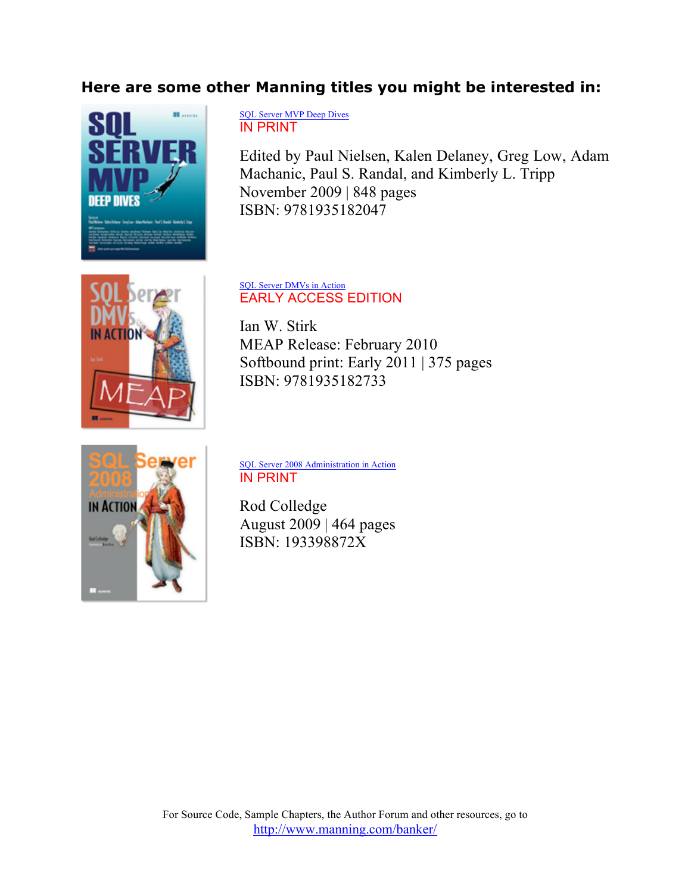## Here are some other Manning titles you might be interested in:

[SQL Server MVP Deep Dives](#)
IN PRINT

Edited by Paul Nielsen, Kalen Delaney, Greg Low, Adam Machanic, Paul S. Randal, and Kimberly L. Tripp
November 2009 | 848 pages
ISBN: 9781935182047

[SQL Server DMVs in Action](#)
EARLY ACCESS EDITION

Ian W. Stirk
MEAP Release: February 2010
Softbound print: Early 2011 | 375 pages
ISBN: 9781935182733

[SQL Server 2008 Administration in Action](#)
IN PRINT

Rod Colledge
August 2009 | 464 pages
ISBN: 193398872X

For Source Code, Sample Chapters, the Author Forum and other resources, go to
http://www.manning.com/banker/